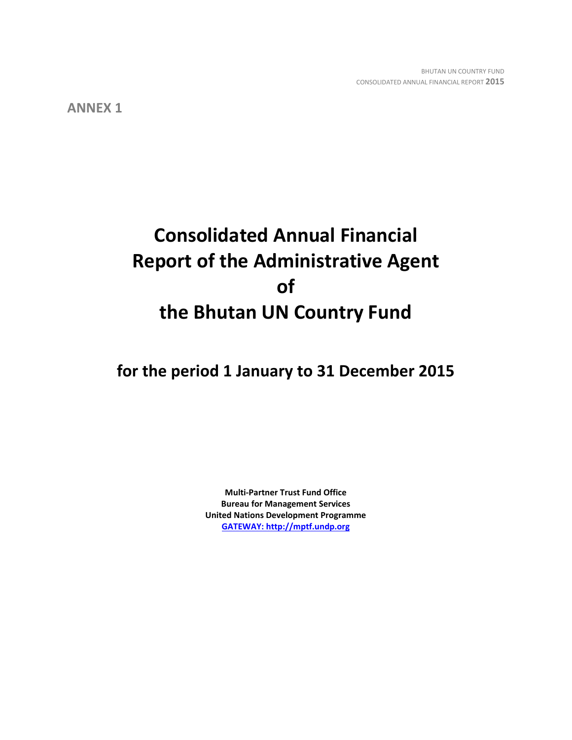ANNEX 1

# Consolidated Annual Financial Report of the Administrative Agent of the Bhutan UN Country Fund

## for the period 1 January to 31 December 2015

**Multi-Partner Trust Fund Office**
**Bureau for Management Services**
**United Nations Development Programme**
**GATEWAY: http://mptf.undp.org**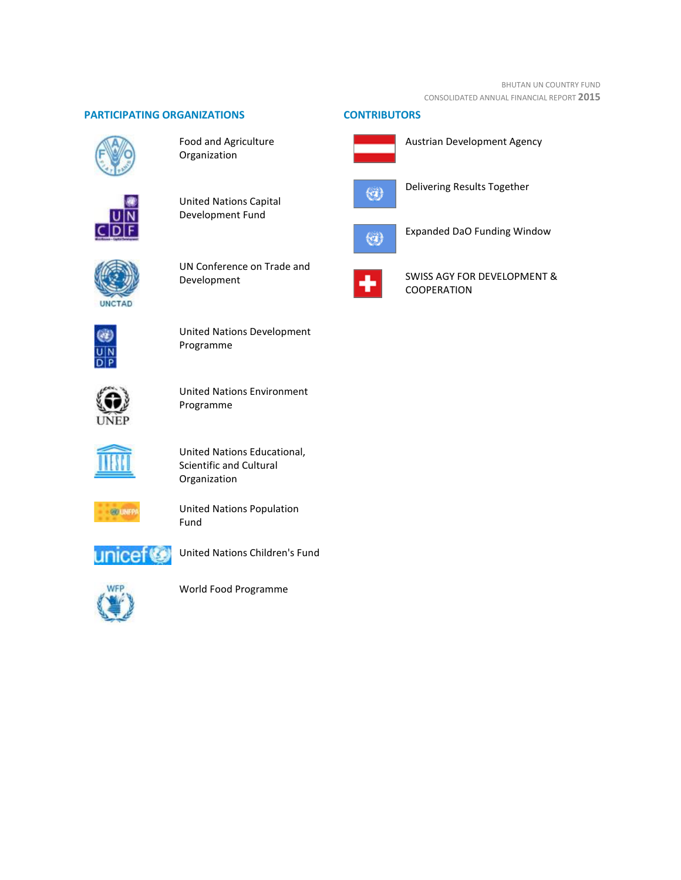## PARTICIPATING ORGANIZATIONS

Food and Agriculture Organization

United Nations Capital Development Fund

UN Conference on Trade and Development

United Nations Development Programme

United Nations Environment Programme

United Nations Educational, Scientific and Cultural Organization

United Nations Population Fund

United Nations Children's Fund

World Food Programme

## CONTRIBUTORS

Austrian Development Agency

Delivering Results Together

Expanded DaO Funding Window

SWISS AGY FOR DEVELOPMENT & COOPERATION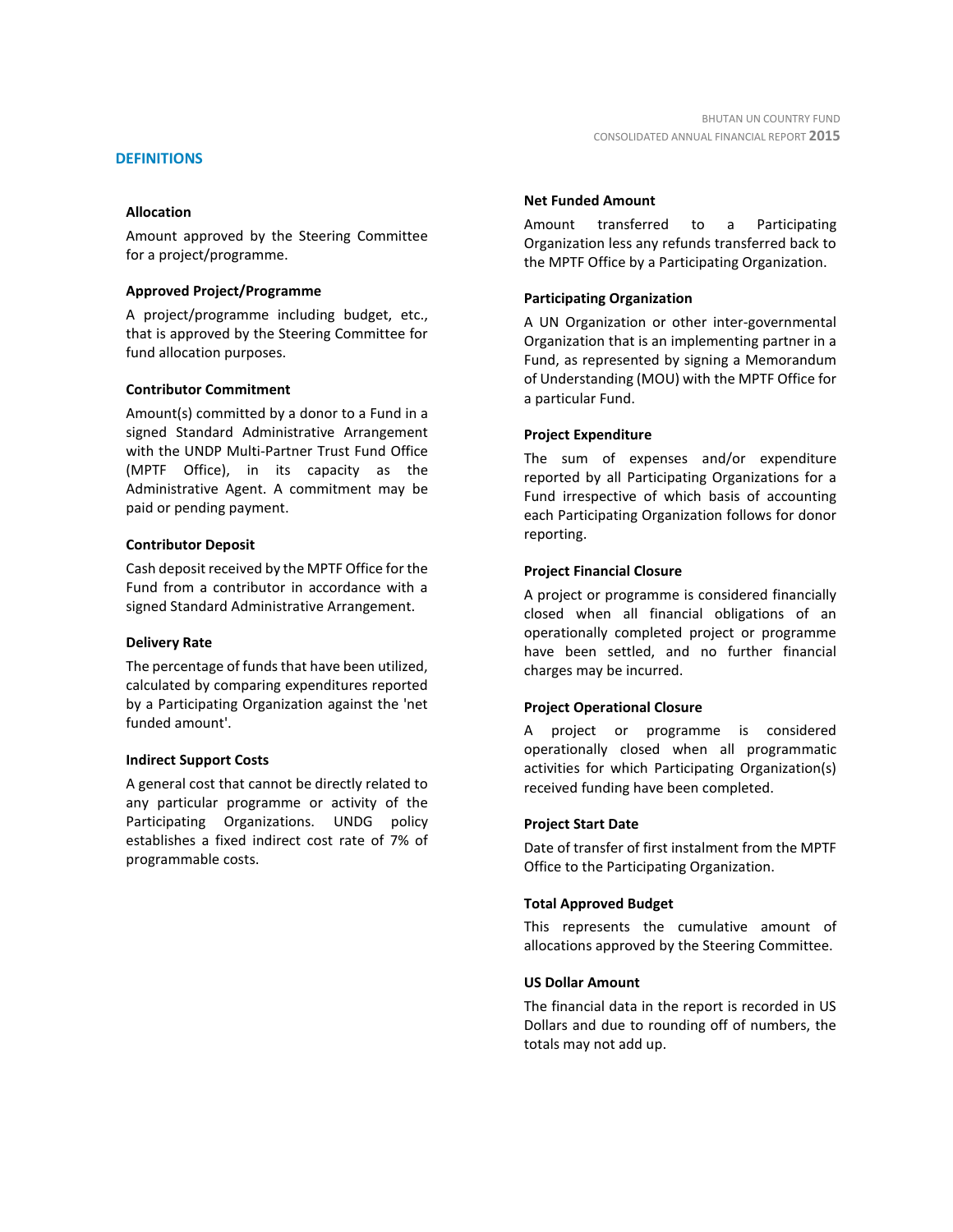## DEFINITIONS

### Allocation

Amount approved by the Steering Committee for a project/programme.

### Approved Project/Programme

A project/programme including budget, etc., that is approved by the Steering Committee for fund allocation purposes.

### Contributor Commitment

Amount(s) committed by a donor to a Fund in a signed Standard Administrative Arrangement with the UNDP Multi-Partner Trust Fund Office (MPTF Office), in its capacity as the Administrative Agent. A commitment may be paid or pending payment.

### Contributor Deposit

Cash deposit received by the MPTF Office for the Fund from a contributor in accordance with a signed Standard Administrative Arrangement.

### Delivery Rate

The percentage of funds that have been utilized, calculated by comparing expenditures reported by a Participating Organization against the 'net funded amount'.

### Indirect Support Costs

A general cost that cannot be directly related to any particular programme or activity of the Participating Organizations. UNDG policy establishes a fixed indirect cost rate of 7% of programmable costs.

### Net Funded Amount

Amount transferred to a Participating Organization less any refunds transferred back to the MPTF Office by a Participating Organization.

### Participating Organization

A UN Organization or other inter-governmental Organization that is an implementing partner in a Fund, as represented by signing a Memorandum of Understanding (MOU) with the MPTF Office for a particular Fund.

### Project Expenditure

The sum of expenses and/or expenditure reported by all Participating Organizations for a Fund irrespective of which basis of accounting each Participating Organization follows for donor reporting.

### Project Financial Closure

A project or programme is considered financially closed when all financial obligations of an operationally completed project or programme have been settled, and no further financial charges may be incurred.

### Project Operational Closure

A project or programme is considered operationally closed when all programmatic activities for which Participating Organization(s) received funding have been completed.

### Project Start Date

Date of transfer of first instalment from the MPTF Office to the Participating Organization.

### Total Approved Budget

This represents the cumulative amount of allocations approved by the Steering Committee.

### US Dollar Amount

The financial data in the report is recorded in US Dollars and due to rounding off of numbers, the totals may not add up.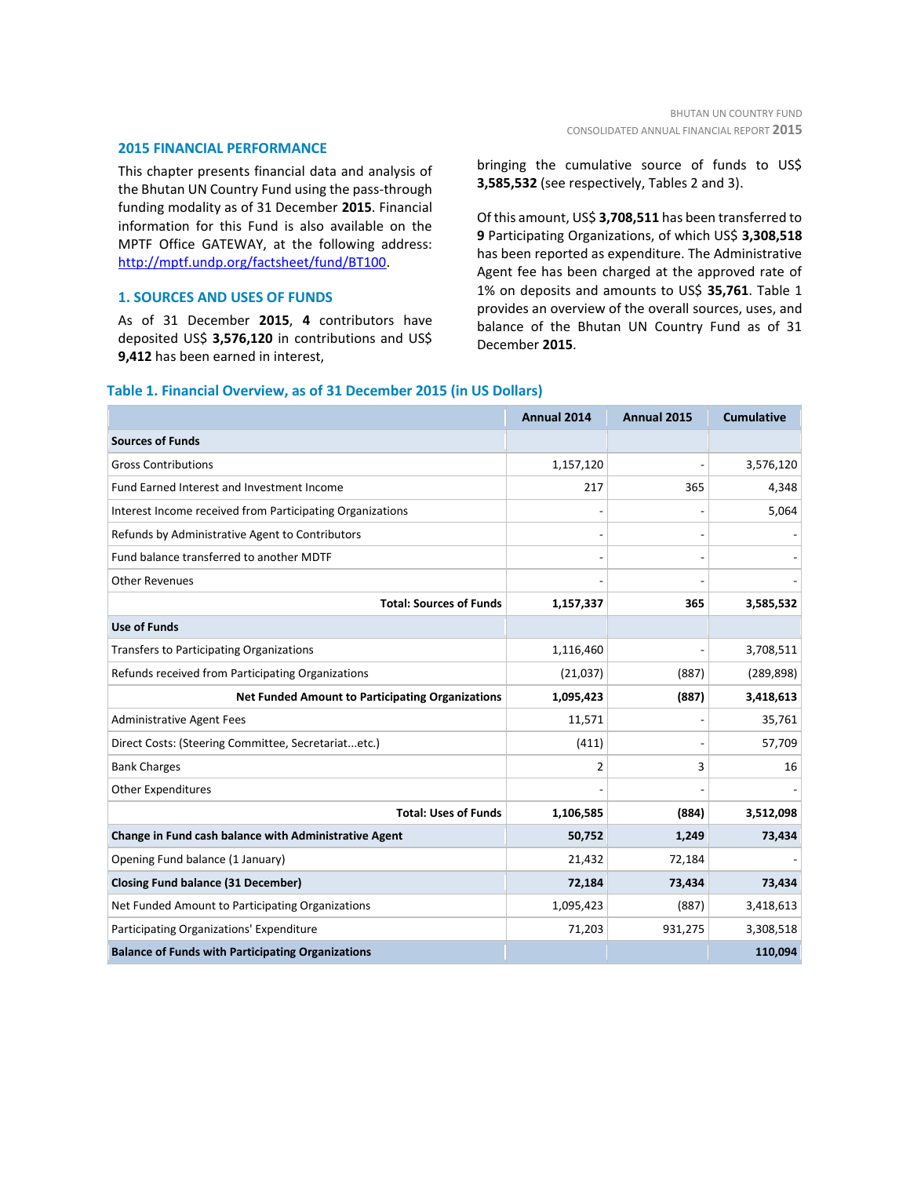## 2015 FINANCIAL PERFORMANCE

This chapter presents financial data and analysis of the Bhutan UN Country Fund using the pass-through funding modality as of 31 December **2015**. Financial information for this Fund is also available on the MPTF Office GATEWAY, at the following address: http://mptf.undp.org/factsheet/fund/BT100.

### 1. SOURCES AND USES OF FUNDS

As of 31 December **2015**, **4** contributors have deposited US$ **3,576,120** in contributions and US$ **9,412** has been earned in interest, bringing the cumulative source of funds to US$ **3,585,532** (see respectively, Tables 2 and 3).

Of this amount, US$ **3,708,511** has been transferred to **9** Participating Organizations, of which US$ **3,308,518** has been reported as expenditure. The Administrative Agent fee has been charged at the approved rate of 1% on deposits and amounts to US$ **35,761**. Table 1 provides an overview of the overall sources, uses, and balance of the Bhutan UN Country Fund as of 31 December **2015**.

**Table 1. Financial Overview, as of 31 December 2015 (in US Dollars)**

| | Annual 2014 | Annual 2015 | Cumulative |
|---|---|---|---|
| **Sources of Funds** | | | |
| Gross Contributions | 1,157,120 | - | 3,576,120 |
| Fund Earned Interest and Investment Income | 217 | 365 | 4,348 |
| Interest Income received from Participating Organizations | - | - | 5,064 |
| Refunds by Administrative Agent to Contributors | - | - | - |
| Fund balance transferred to another MDTF | - | - | - |
| Other Revenues | - | - | - |
| **Total: Sources of Funds** | **1,157,337** | **365** | **3,585,532** |
| **Use of Funds** | | | |
| Transfers to Participating Organizations | 1,116,460 | - | 3,708,511 |
| Refunds received from Participating Organizations | (21,037) | (887) | (289,898) |
| **Net Funded Amount to Participating Organizations** | **1,095,423** | **(887)** | **3,418,613** |
| Administrative Agent Fees | 11,571 | - | 35,761 |
| Direct Costs: (Steering Committee, Secretariat...etc.) | (411) | - | 57,709 |
| Bank Charges | 2 | 3 | 16 |
| Other Expenditures | - | - | - |
| **Total: Uses of Funds** | **1,106,585** | **(884)** | **3,512,098** |
| **Change in Fund cash balance with Administrative Agent** | **50,752** | **1,249** | **73,434** |
| Opening Fund balance (1 January) | 21,432 | 72,184 | - |
| **Closing Fund balance (31 December)** | **72,184** | **73,434** | **73,434** |
| Net Funded Amount to Participating Organizations | 1,095,423 | (887) | 3,418,613 |
| Participating Organizations' Expenditure | 71,203 | 931,275 | 3,308,518 |
| **Balance of Funds with Participating Organizations** | | | **110,094** |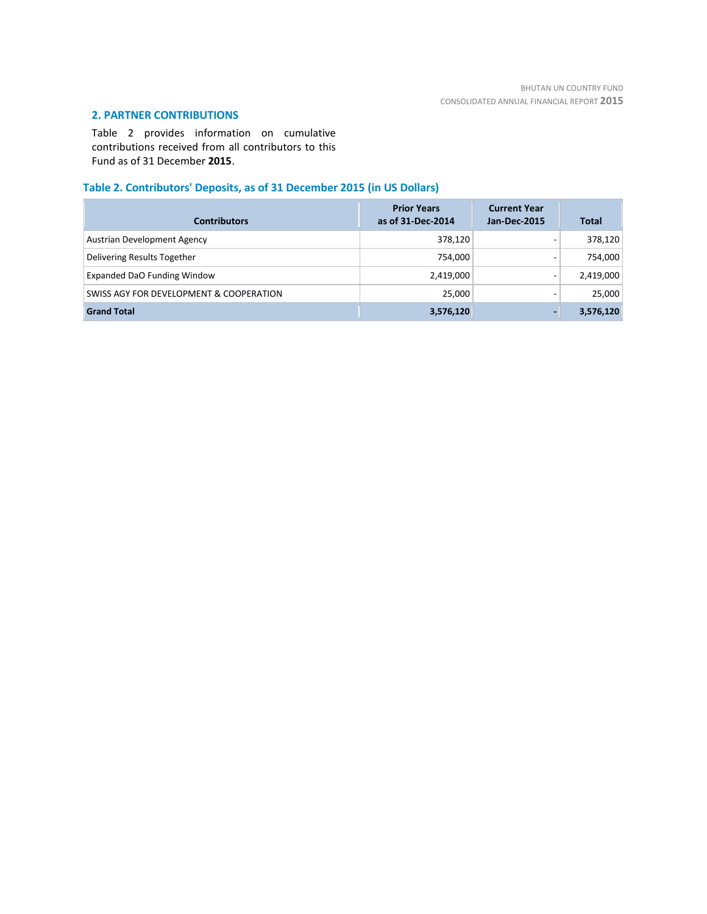## 2. PARTNER CONTRIBUTIONS

Table 2 provides information on cumulative contributions received from all contributors to this Fund as of 31 December **2015**.

### Table 2. Contributors' Deposits, as of 31 December 2015 (in US Dollars)

| Contributors | Prior Years as of 31-Dec-2014 | Current Year Jan-Dec-2015 | Total |
|---|---:|---:|---:|
| Austrian Development Agency | 378,120 | - | 378,120 |
| Delivering Results Together | 754,000 | - | 754,000 |
| Expanded DaO Funding Window | 2,419,000 | - | 2,419,000 |
| SWISS AGY FOR DEVELOPMENT & COOPERATION | 25,000 | - | 25,000 |
| **Grand Total** | **3,576,120** | **-** | **3,576,120** |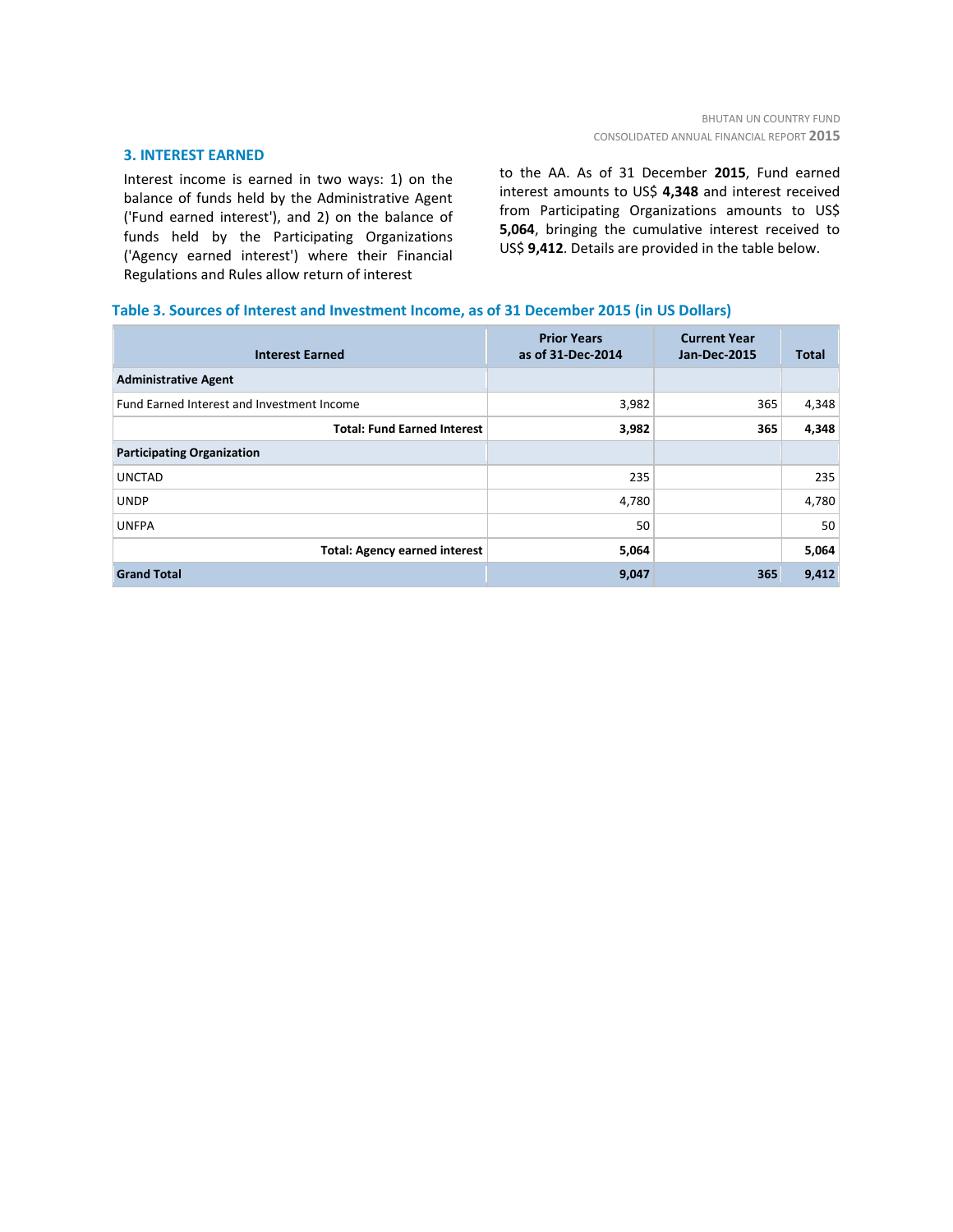## 3. INTEREST EARNED

Interest income is earned in two ways: 1) on the balance of funds held by the Administrative Agent ('Fund earned interest'), and 2) on the balance of funds held by the Participating Organizations ('Agency earned interest') where their Financial Regulations and Rules allow return of interest to the AA. As of 31 December **2015**, Fund earned interest amounts to US$ **4,348** and interest received from Participating Organizations amounts to US$ **5,064**, bringing the cumulative interest received to US$ **9,412**. Details are provided in the table below.

**Table 3. Sources of Interest and Investment Income, as of 31 December 2015 (in US Dollars)**

| Interest Earned | Prior Years as of 31-Dec-2014 | Current Year Jan-Dec-2015 | Total |
|---|---|---|---|
| **Administrative Agent** | | | |
| Fund Earned Interest and Investment Income | 3,982 | 365 | 4,348 |
| **Total: Fund Earned Interest** | **3,982** | **365** | **4,348** |
| **Participating Organization** | | | |
| UNCTAD | 235 | | 235 |
| UNDP | 4,780 | | 4,780 |
| UNFPA | 50 | | 50 |
| **Total: Agency earned interest** | **5,064** | | **5,064** |
| **Grand Total** | **9,047** | **365** | **9,412** |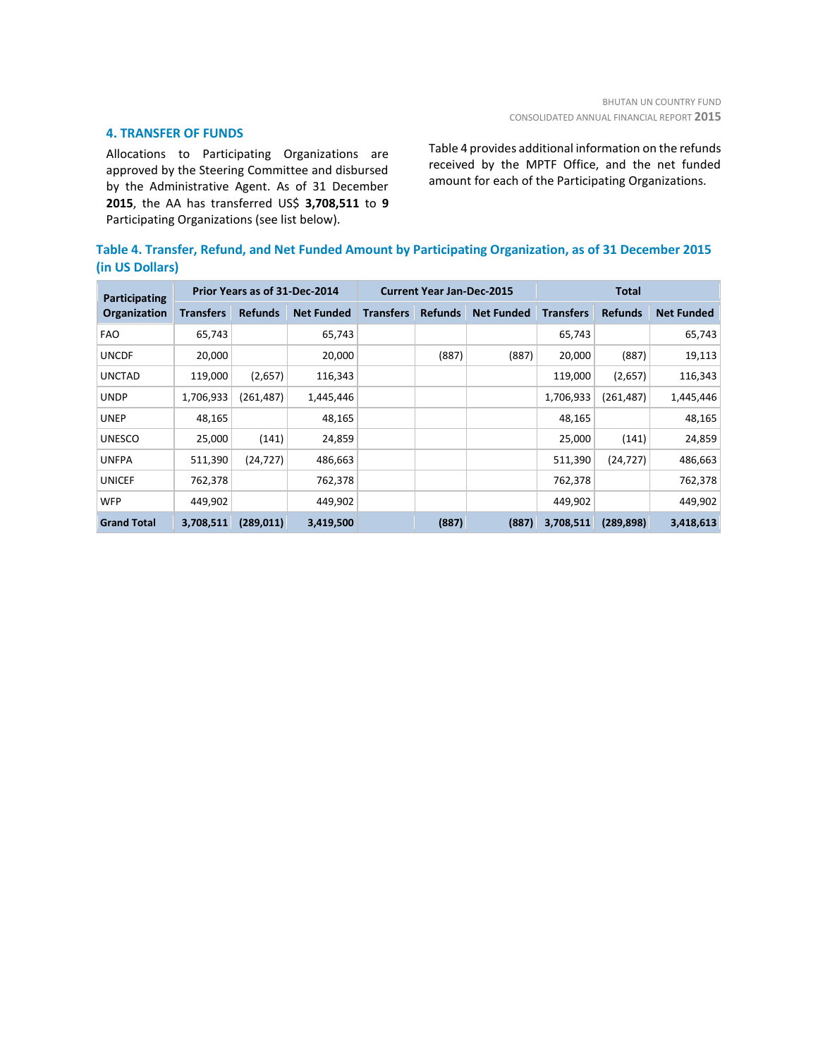## 4. TRANSFER OF FUNDS

Allocations to Participating Organizations are approved by the Steering Committee and disbursed by the Administrative Agent. As of 31 December **2015**, the AA has transferred US$ **3,708,511** to **9** Participating Organizations (see list below).

Table 4 provides additional information on the refunds received by the MPTF Office, and the net funded amount for each of the Participating Organizations.

**Table 4. Transfer, Refund, and Net Funded Amount by Participating Organization, as of 31 December 2015 (in US Dollars)**

| Participating Organization | Prior Years as of 31-Dec-2014 | | | Current Year Jan-Dec-2015 | | | Total | | |
|---|---|---|---|---|---|---|---|---|---|
| | Transfers | Refunds | Net Funded | Transfers | Refunds | Net Funded | Transfers | Refunds | Net Funded |
| FAO | 65,743 | | 65,743 | | | | 65,743 | | 65,743 |
| UNCDF | 20,000 | | 20,000 | | (887) | (887) | 20,000 | (887) | 19,113 |
| UNCTAD | 119,000 | (2,657) | 116,343 | | | | 119,000 | (2,657) | 116,343 |
| UNDP | 1,706,933 | (261,487) | 1,445,446 | | | | 1,706,933 | (261,487) | 1,445,446 |
| UNEP | 48,165 | | 48,165 | | | | 48,165 | | 48,165 |
| UNESCO | 25,000 | (141) | 24,859 | | | | 25,000 | (141) | 24,859 |
| UNFPA | 511,390 | (24,727) | 486,663 | | | | 511,390 | (24,727) | 486,663 |
| UNICEF | 762,378 | | 762,378 | | | | 762,378 | | 762,378 |
| WFP | 449,902 | | 449,902 | | | | 449,902 | | 449,902 |
| **Grand Total** | **3,708,511** | **(289,011)** | **3,419,500** | | **(887)** | **(887)** | **3,708,511** | **(289,898)** | **3,418,613** |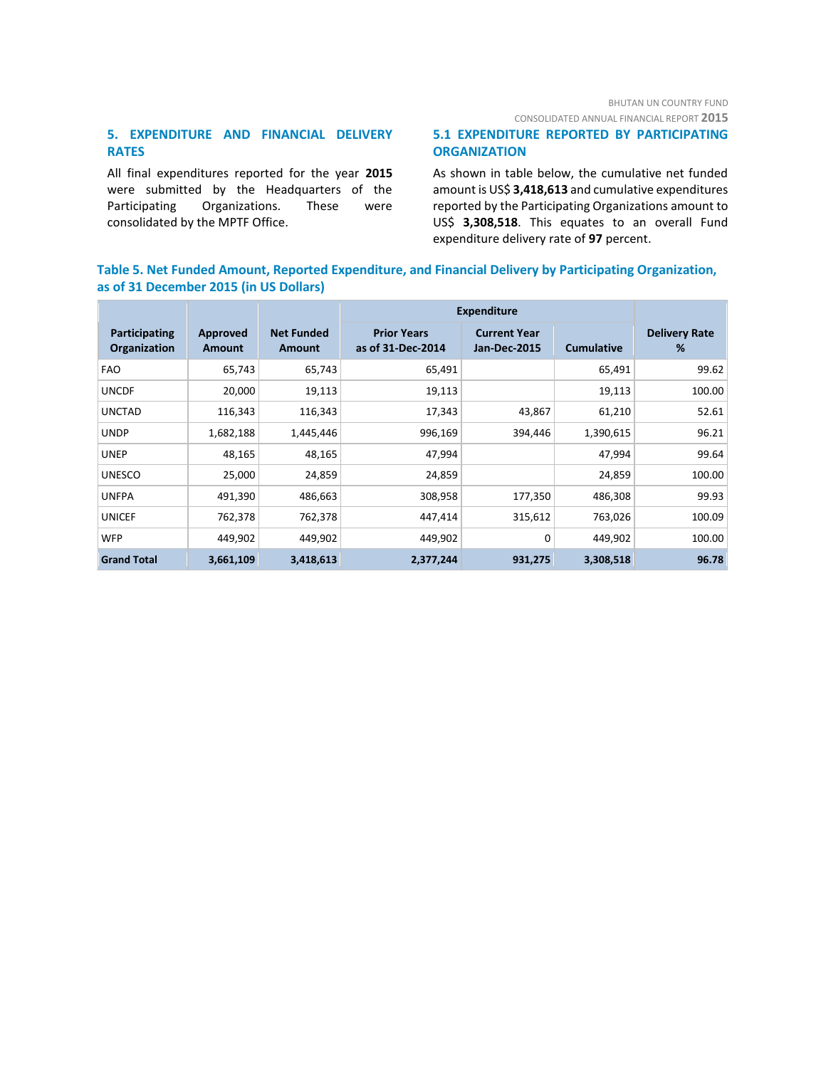## 5. EXPENDITURE AND FINANCIAL DELIVERY RATES

All final expenditures reported for the year **2015** were submitted by the Headquarters of the Participating Organizations. These were consolidated by the MPTF Office.

### 5.1 EXPENDITURE REPORTED BY PARTICIPATING ORGANIZATION

As shown in table below, the cumulative net funded amount is US$ **3,418,613** and cumulative expenditures reported by the Participating Organizations amount to US$ **3,308,518**. This equates to an overall Fund expenditure delivery rate of **97** percent.

**Table 5. Net Funded Amount, Reported Expenditure, and Financial Delivery by Participating Organization, as of 31 December 2015 (in US Dollars)**

| Participating Organization | Approved Amount | Net Funded Amount | Expenditure | | | Delivery Rate % |
|---|---|---|---|---|---|---|
| | | | Prior Years as of 31-Dec-2014 | Current Year Jan-Dec-2015 | Cumulative | |
| FAO | 65,743 | 65,743 | 65,491 | | 65,491 | 99.62 |
| UNCDF | 20,000 | 19,113 | 19,113 | | 19,113 | 100.00 |
| UNCTAD | 116,343 | 116,343 | 17,343 | 43,867 | 61,210 | 52.61 |
| UNDP | 1,682,188 | 1,445,446 | 996,169 | 394,446 | 1,390,615 | 96.21 |
| UNEP | 48,165 | 48,165 | 47,994 | | 47,994 | 99.64 |
| UNESCO | 25,000 | 24,859 | 24,859 | | 24,859 | 100.00 |
| UNFPA | 491,390 | 486,663 | 308,958 | 177,350 | 486,308 | 99.93 |
| UNICEF | 762,378 | 762,378 | 447,414 | 315,612 | 763,026 | 100.09 |
| WFP | 449,902 | 449,902 | 449,902 | 0 | 449,902 | 100.00 |
| **Grand Total** | **3,661,109** | **3,418,613** | **2,377,244** | **931,275** | **3,308,518** | **96.78** |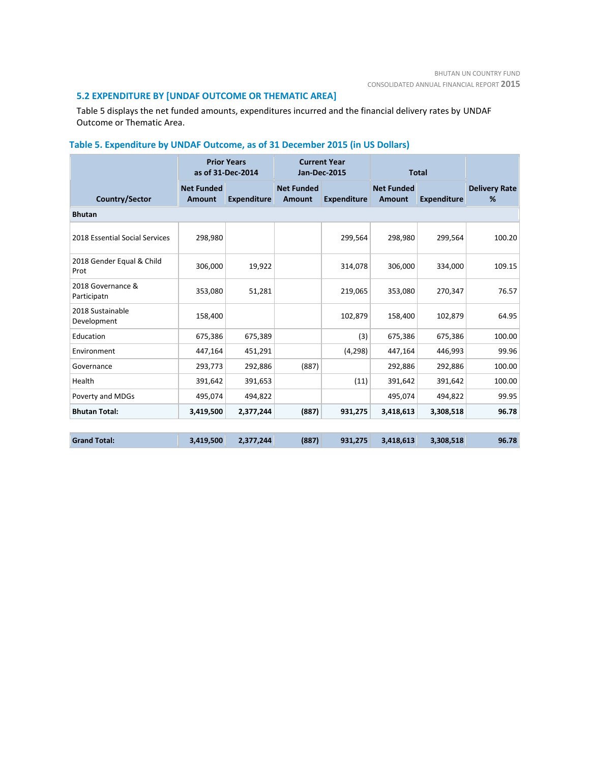## 5.2 EXPENDITURE BY [UNDAF OUTCOME OR THEMATIC AREA]

Table 5 displays the net funded amounts, expenditures incurred and the financial delivery rates by UNDAF Outcome or Thematic Area.

### Table 5. Expenditure by UNDAF Outcome, as of 31 December 2015 (in US Dollars)

| | Prior Years as of 31-Dec-2014 | | Current Year Jan-Dec-2015 | | Total | | |
|---|---|---|---|---|---|---|---|
| Country/Sector | Net Funded Amount | Expenditure | Net Funded Amount | Expenditure | Net Funded Amount | Expenditure | Delivery Rate % |
| **Bhutan** | | | | | | | |
| 2018 Essential Social Services | 298,980 | | | 299,564 | 298,980 | 299,564 | 100.20 |
| 2018 Gender Equal & Child Prot | 306,000 | 19,922 | | 314,078 | 306,000 | 334,000 | 109.15 |
| 2018 Governance & Participatn | 353,080 | 51,281 | | 219,065 | 353,080 | 270,347 | 76.57 |
| 2018 Sustainable Development | 158,400 | | | 102,879 | 158,400 | 102,879 | 64.95 |
| Education | 675,386 | 675,389 | | (3) | 675,386 | 675,386 | 100.00 |
| Environment | 447,164 | 451,291 | | (4,298) | 447,164 | 446,993 | 99.96 |
| Governance | 293,773 | 292,886 | (887) | | 292,886 | 292,886 | 100.00 |
| Health | 391,642 | 391,653 | | (11) | 391,642 | 391,642 | 100.00 |
| Poverty and MDGs | 495,074 | 494,822 | | | 495,074 | 494,822 | 99.95 |
| **Bhutan Total:** | **3,419,500** | **2,377,244** | **(887)** | **931,275** | **3,418,613** | **3,308,518** | **96.78** |
| **Grand Total:** | **3,419,500** | **2,377,244** | **(887)** | **931,275** | **3,418,613** | **3,308,518** | **96.78** |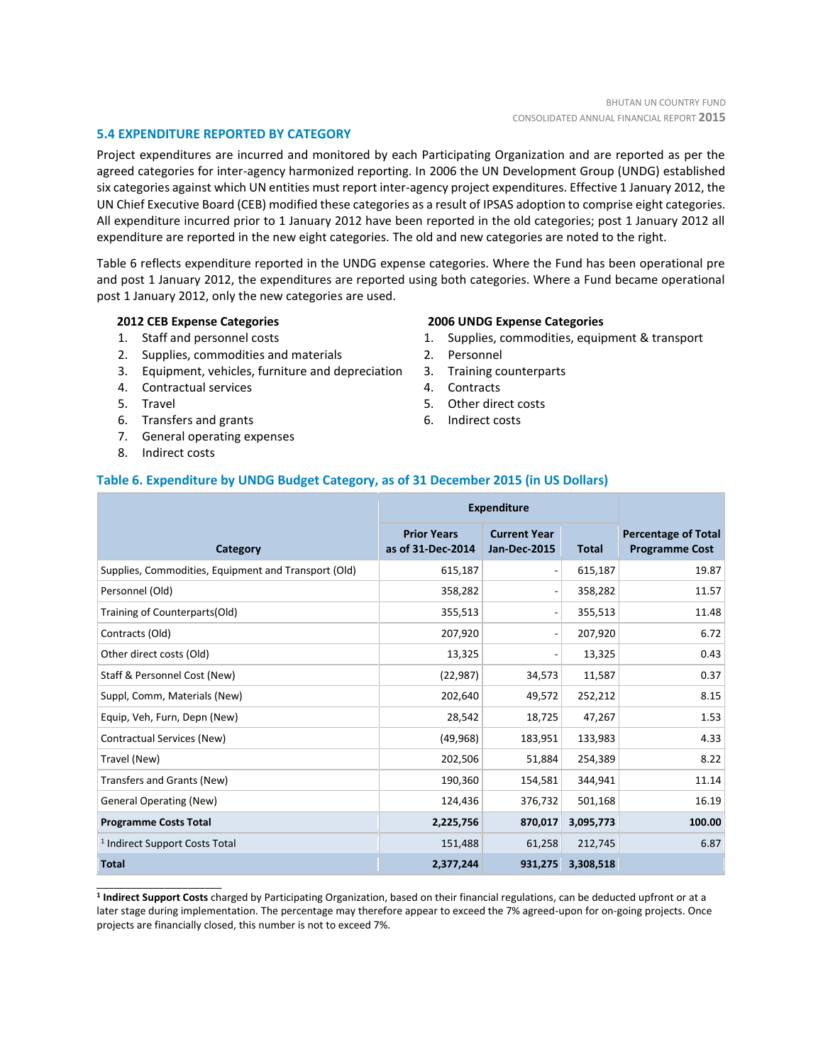### 5.4 EXPENDITURE REPORTED BY CATEGORY

Project expenditures are incurred and monitored by each Participating Organization and are reported as per the agreed categories for inter-agency harmonized reporting. In 2006 the UN Development Group (UNDG) established six categories against which UN entities must report inter-agency project expenditures. Effective 1 January 2012, the UN Chief Executive Board (CEB) modified these categories as a result of IPSAS adoption to comprise eight categories. All expenditure incurred prior to 1 January 2012 have been reported in the old categories; post 1 January 2012 all expenditure are reported in the new eight categories. The old and new categories are noted to the right.

Table 6 reflects expenditure reported in the UNDG expense categories. Where the Fund has been operational pre and post 1 January 2012, the expenditures are reported using both categories. Where a Fund became operational post 1 January 2012, only the new categories are used.

**2012 CEB Expense Categories**

1. Staff and personnel costs
2. Supplies, commodities and materials
3. Equipment, vehicles, furniture and depreciation
4. Contractual services
5. Travel
6. Transfers and grants
7. General operating expenses
8. Indirect costs

**2006 UNDG Expense Categories**

1. Supplies, commodities, equipment & transport
2. Personnel
3. Training counterparts
4. Contracts
5. Other direct costs
6. Indirect costs

**Table 6. Expenditure by UNDG Budget Category, as of 31 December 2015 (in US Dollars)**

| Category | Expenditure | | | Percentage of Total Programme Cost |
|---|---|---|---|---|
| | Prior Years as of 31-Dec-2014 | Current Year Jan-Dec-2015 | Total | |
| Supplies, Commodities, Equipment and Transport (Old) | 615,187 | - | 615,187 | 19.87 |
| Personnel (Old) | 358,282 | - | 358,282 | 11.57 |
| Training of Counterparts(Old) | 355,513 | - | 355,513 | 11.48 |
| Contracts (Old) | 207,920 | - | 207,920 | 6.72 |
| Other direct costs (Old) | 13,325 | - | 13,325 | 0.43 |
| Staff & Personnel Cost (New) | (22,987) | 34,573 | 11,587 | 0.37 |
| Suppl, Comm, Materials (New) | 202,640 | 49,572 | 252,212 | 8.15 |
| Equip, Veh, Furn, Depn (New) | 28,542 | 18,725 | 47,267 | 1.53 |
| Contractual Services (New) | (49,968) | 183,951 | 133,983 | 4.33 |
| Travel (New) | 202,506 | 51,884 | 254,389 | 8.22 |
| Transfers and Grants (New) | 190,360 | 154,581 | 344,941 | 11.14 |
| General Operating (New) | 124,436 | 376,732 | 501,168 | 16.19 |
| **Programme Costs Total** | **2,225,756** | **870,017** | **3,095,773** | **100.00** |
| [1] Indirect Support Costs Total | 151,488 | 61,258 | 212,745 | 6.87 |
| **Total** | **2,377,244** | **931,275** | **3,308,518** | |

[1] **Indirect Support Costs** charged by Participating Organization, based on their financial regulations, can be deducted upfront or at a later stage during implementation. The percentage may therefore appear to exceed the 7% agreed-upon for on-going projects. Once projects are financially closed, this number is not to exceed 7%.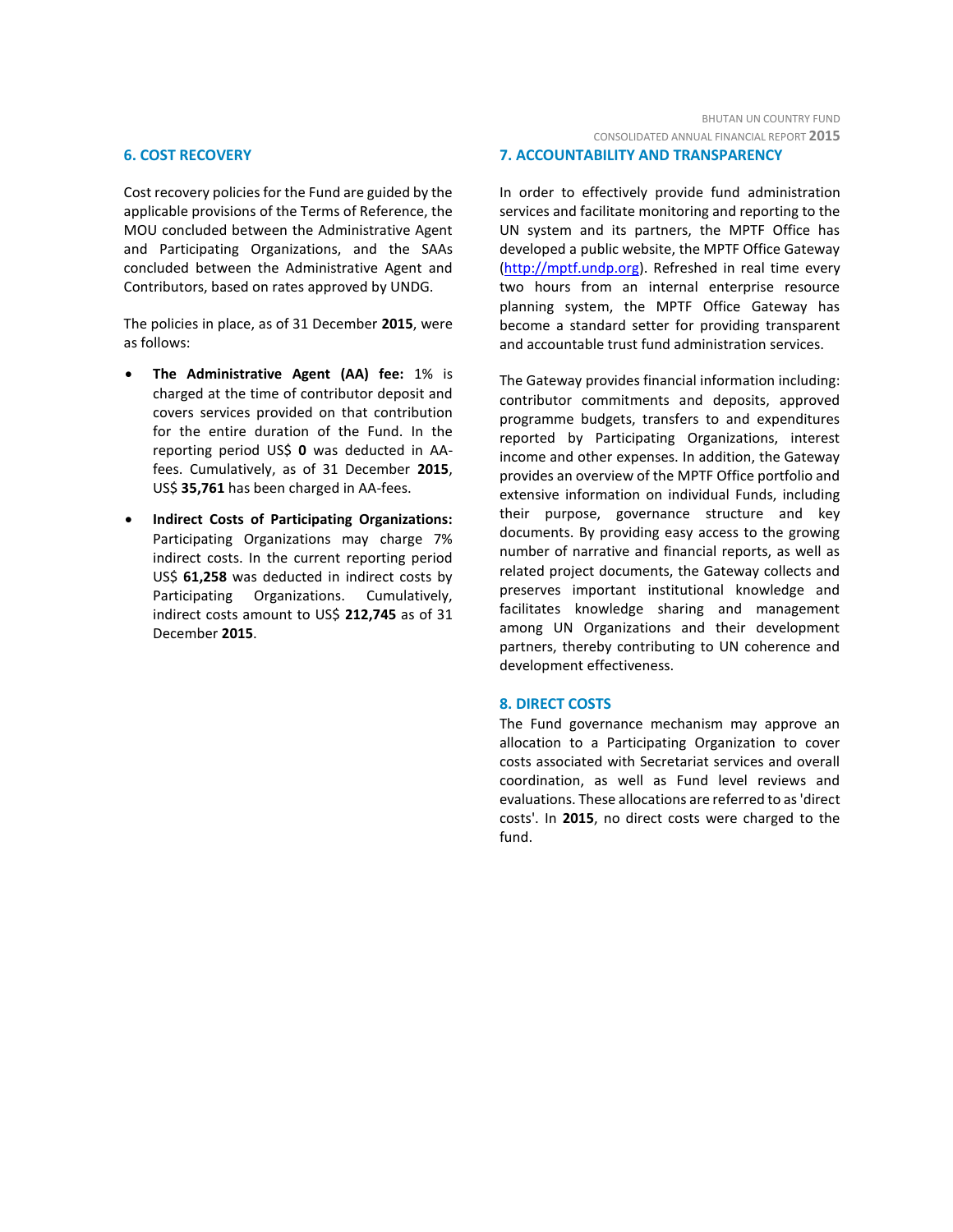## 6. COST RECOVERY

Cost recovery policies for the Fund are guided by the applicable provisions of the Terms of Reference, the MOU concluded between the Administrative Agent and Participating Organizations, and the SAAs concluded between the Administrative Agent and Contributors, based on rates approved by UNDG.

The policies in place, as of 31 December **2015**, were as follows:

- **The Administrative Agent (AA) fee:** 1% is charged at the time of contributor deposit and covers services provided on that contribution for the entire duration of the Fund. In the reporting period US$ **0** was deducted in AA-fees. Cumulatively, as of 31 December **2015**, US$ **35,761** has been charged in AA-fees.
- **Indirect Costs of Participating Organizations:** Participating Organizations may charge 7% indirect costs. In the current reporting period US$ **61,258** was deducted in indirect costs by Participating Organizations. Cumulatively, indirect costs amount to US$ **212,745** as of 31 December **2015**.

## 7. ACCOUNTABILITY AND TRANSPARENCY

In order to effectively provide fund administration services and facilitate monitoring and reporting to the UN system and its partners, the MPTF Office has developed a public website, the MPTF Office Gateway (http://mptf.undp.org). Refreshed in real time every two hours from an internal enterprise resource planning system, the MPTF Office Gateway has become a standard setter for providing transparent and accountable trust fund administration services.

The Gateway provides financial information including: contributor commitments and deposits, approved programme budgets, transfers to and expenditures reported by Participating Organizations, interest income and other expenses. In addition, the Gateway provides an overview of the MPTF Office portfolio and extensive information on individual Funds, including their purpose, governance structure and key documents. By providing easy access to the growing number of narrative and financial reports, as well as related project documents, the Gateway collects and preserves important institutional knowledge and facilitates knowledge sharing and management among UN Organizations and their development partners, thereby contributing to UN coherence and development effectiveness.

## 8. DIRECT COSTS

The Fund governance mechanism may approve an allocation to a Participating Organization to cover costs associated with Secretariat services and overall coordination, as well as Fund level reviews and evaluations. These allocations are referred to as 'direct costs'. In **2015**, no direct costs were charged to the fund.